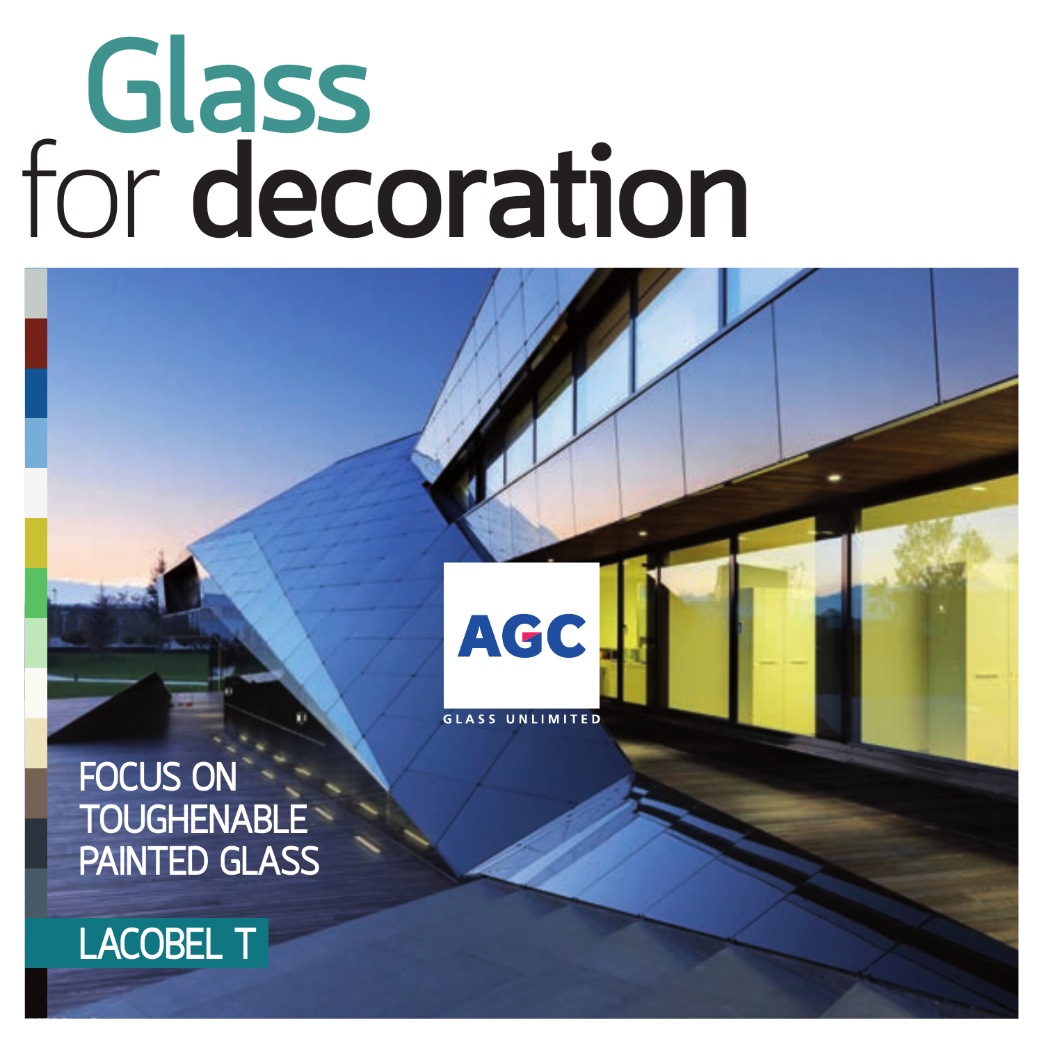# Glass for decoration

AGC

GLASS UNLIMITED

FOCUS ON TOUGHENABLE PAINTED GLASS

LACOBEL T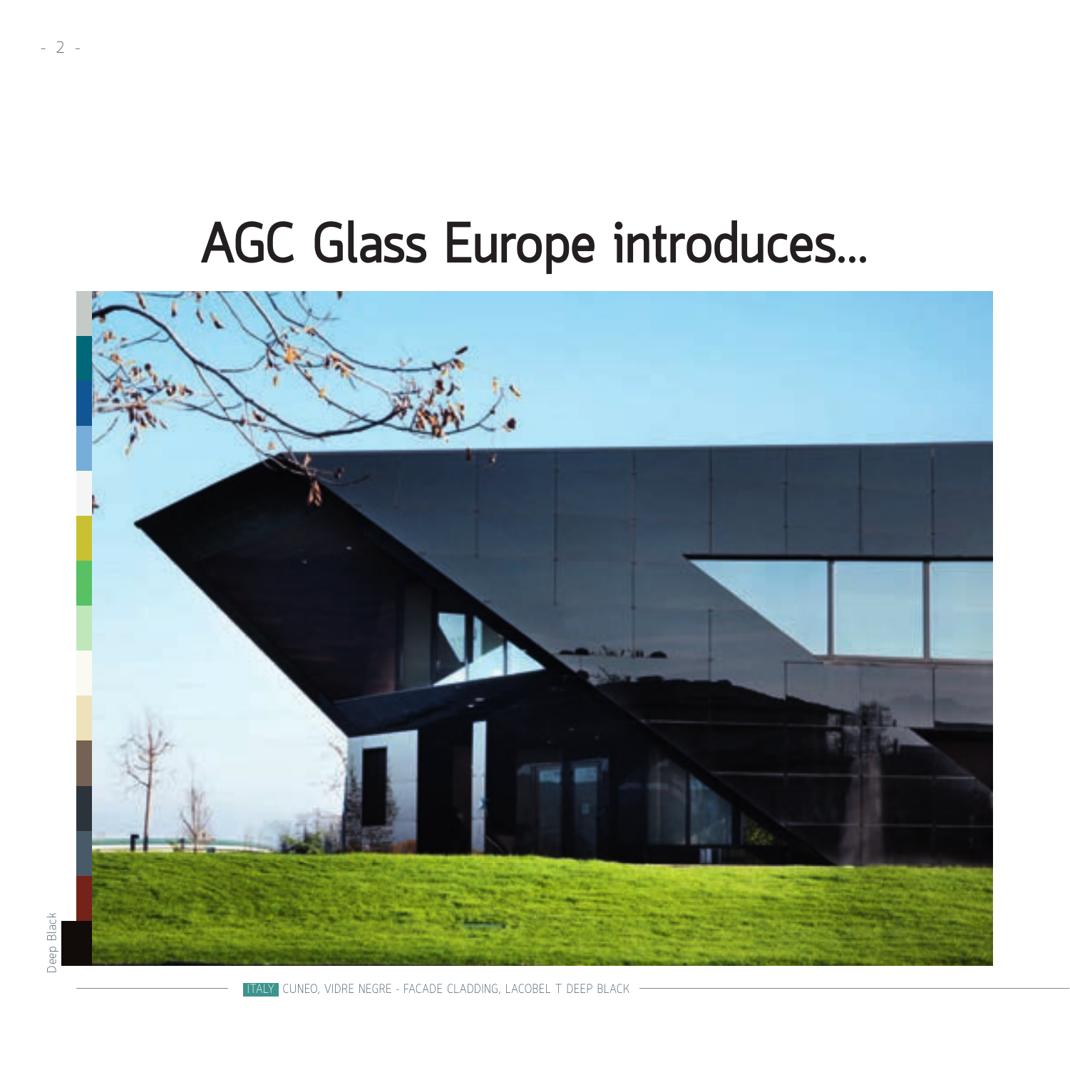# AGC Glass Europe introduces...

ITALY CUNEO, VIDRE NEGRE - FACADE CLADDING, LACOBEL T DEEP BLACK

Deep Black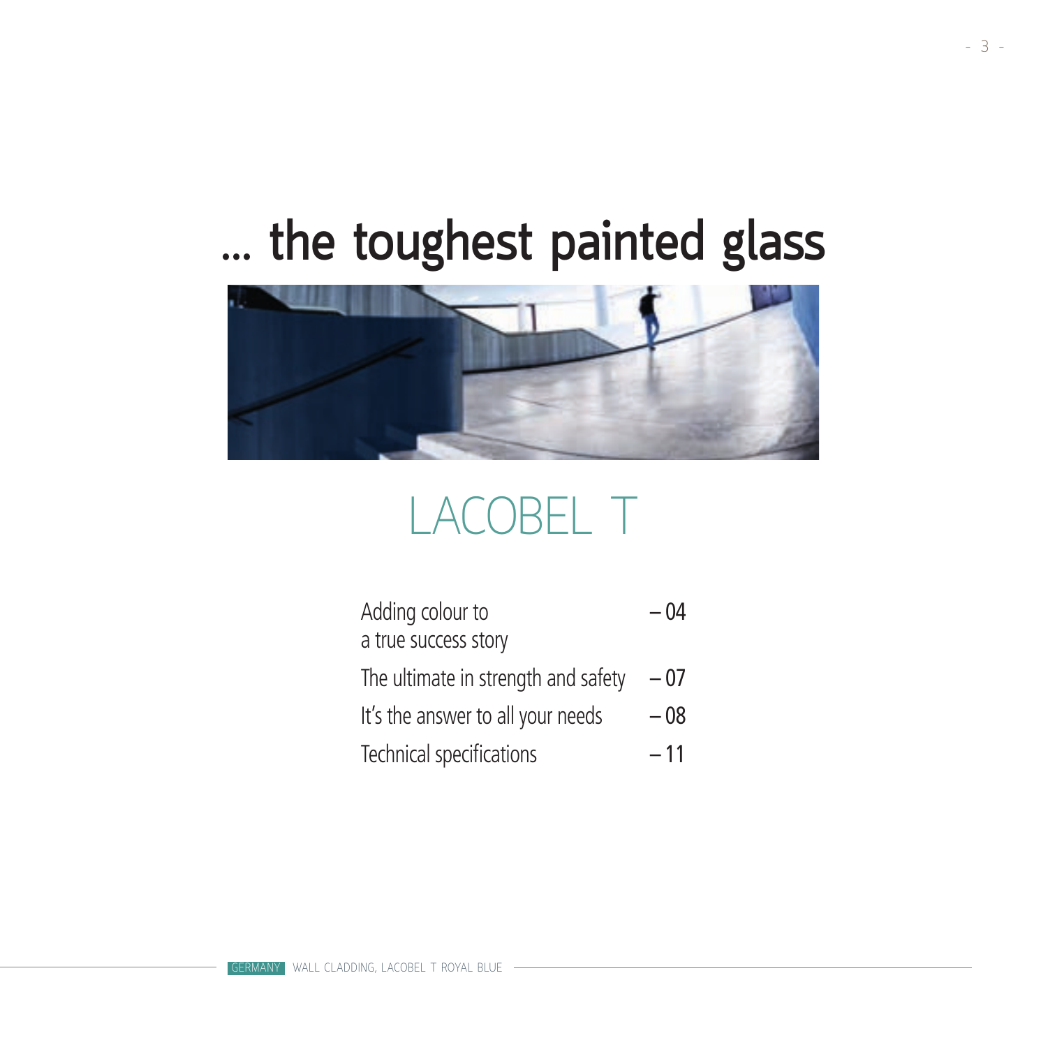# ... the toughest painted glass

## LACOBEL T

| | |
|---|---|
| Adding colour to a true success story | – 04 |
| The ultimate in strength and safety | – 07 |
| It's the answer to all your needs | – 08 |
| Technical specifications | – 11 |

GERMANY WALL CLADDING, LACOBEL T ROYAL BLUE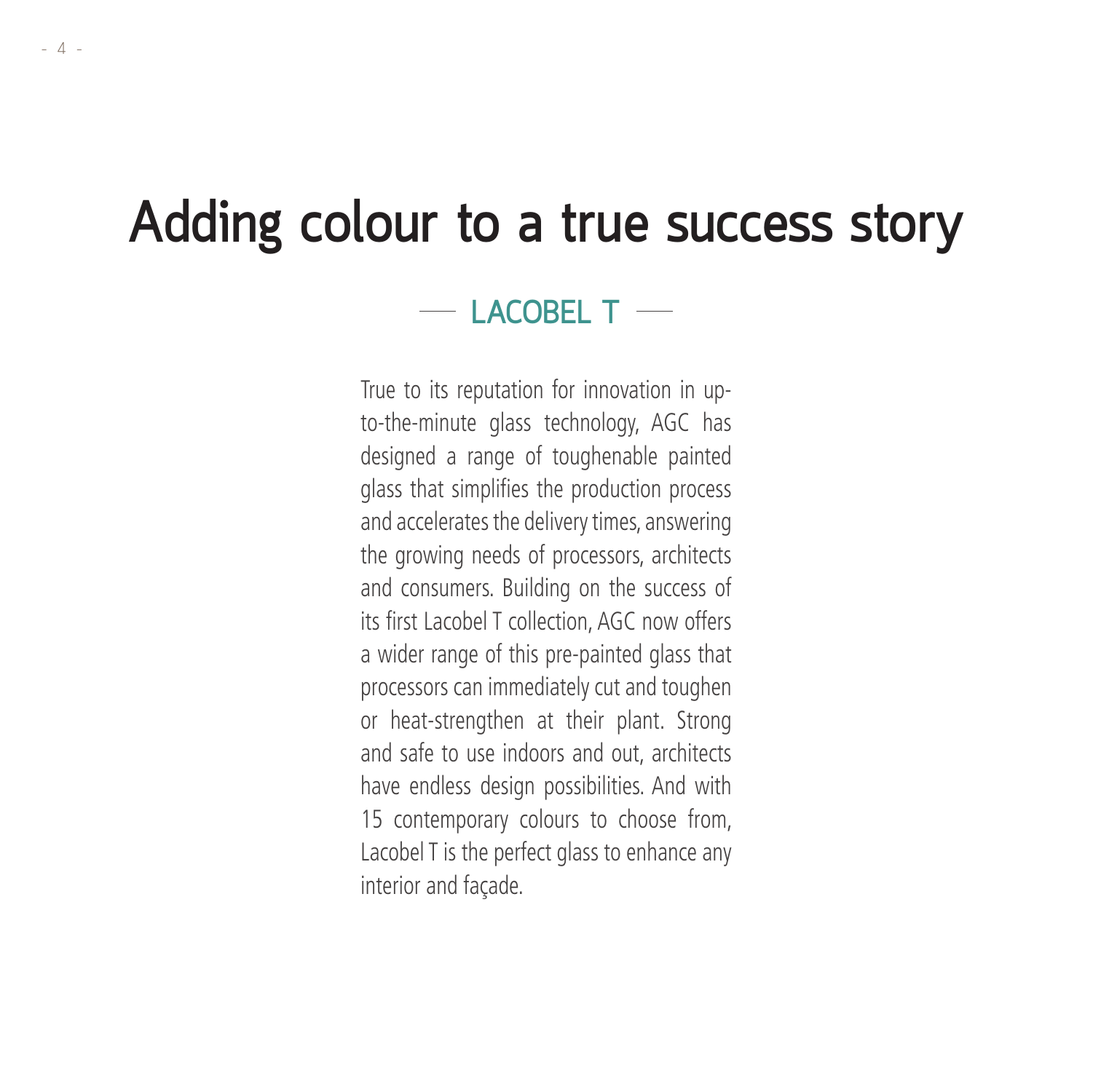# Adding colour to a true success story

## — LACOBEL T —

True to its reputation for innovation in up-to-the-minute glass technology, AGC has designed a range of toughenable painted glass that simplifies the production process and accelerates the delivery times, answering the growing needs of processors, architects and consumers. Building on the success of its first Lacobel T collection, AGC now offers a wider range of this pre-painted glass that processors can immediately cut and toughen or heat-strengthen at their plant. Strong and safe to use indoors and out, architects have endless design possibilities. And with 15 contemporary colours to choose from, Lacobel T is the perfect glass to enhance any interior and façade.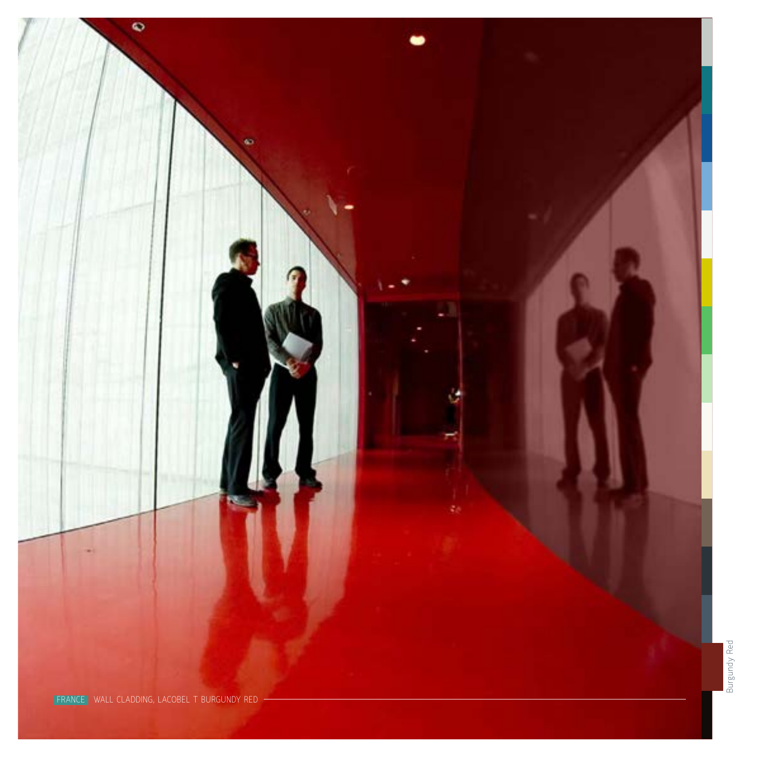FRANCE WALL CLADDING, LACOBEL T BURGUNDY RED

Burgundy Red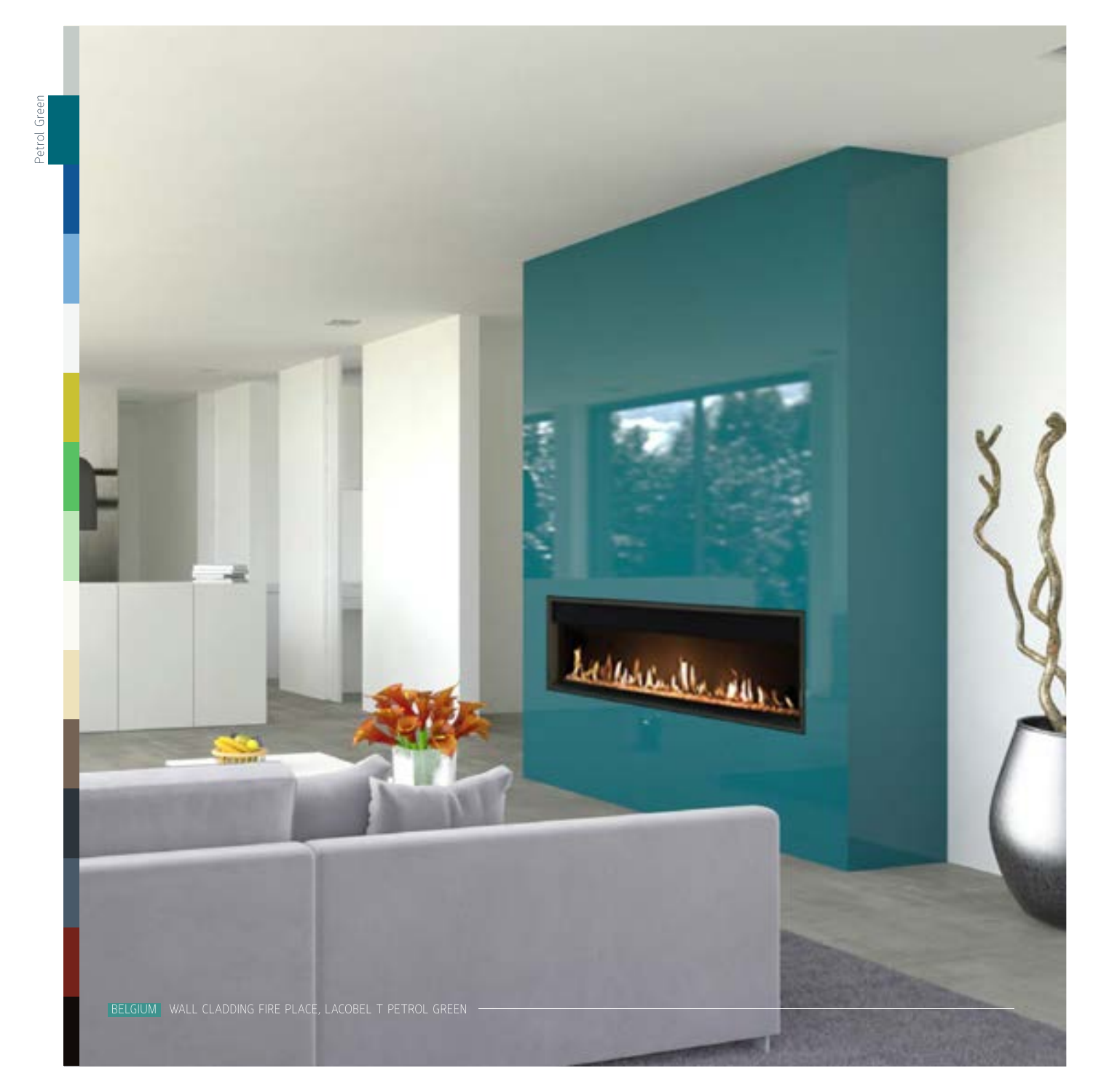Petrol Green

BELGIUM WALL CLADDING FIRE PLACE, LACOBEL T PETROL GREEN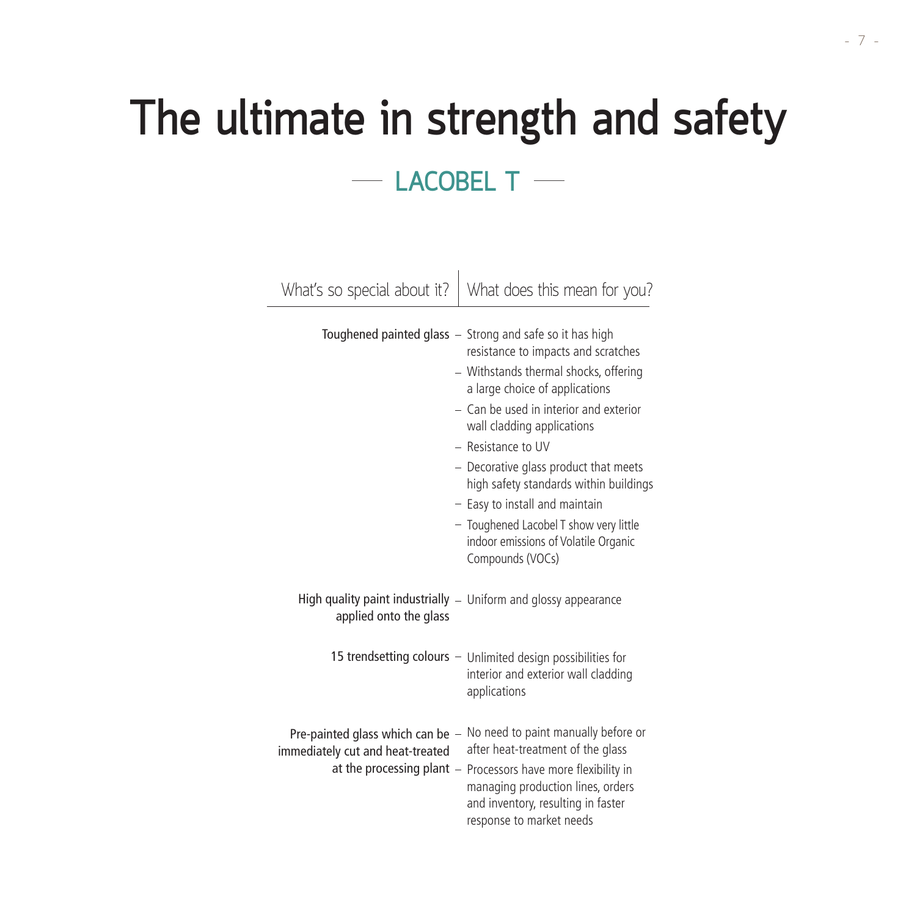# The ultimate in strength and safety

## LACOBEL T

| What's so special about it? | What does this mean for you? |
| --- | --- |
| Toughened painted glass | – Strong and safe so it has high resistance to impacts and scratches<br>– Withstands thermal shocks, offering a large choice of applications<br>– Can be used in interior and exterior wall cladding applications<br>– Resistance to UV<br>– Decorative glass product that meets high safety standards within buildings<br>– Easy to install and maintain<br>– Toughened Lacobel T show very little indoor emissions of Volatile Organic Compounds (VOCs) |
| High quality paint industrially applied onto the glass | – Uniform and glossy appearance |
| 15 trendsetting colours | – Unlimited design possibilities for interior and exterior wall cladding applications |
| Pre-painted glass which can be immediately cut and heat-treated at the processing plant | – No need to paint manually before or after heat-treatment of the glass<br>– Processors have more flexibility in managing production lines, orders and inventory, resulting in faster response to market needs |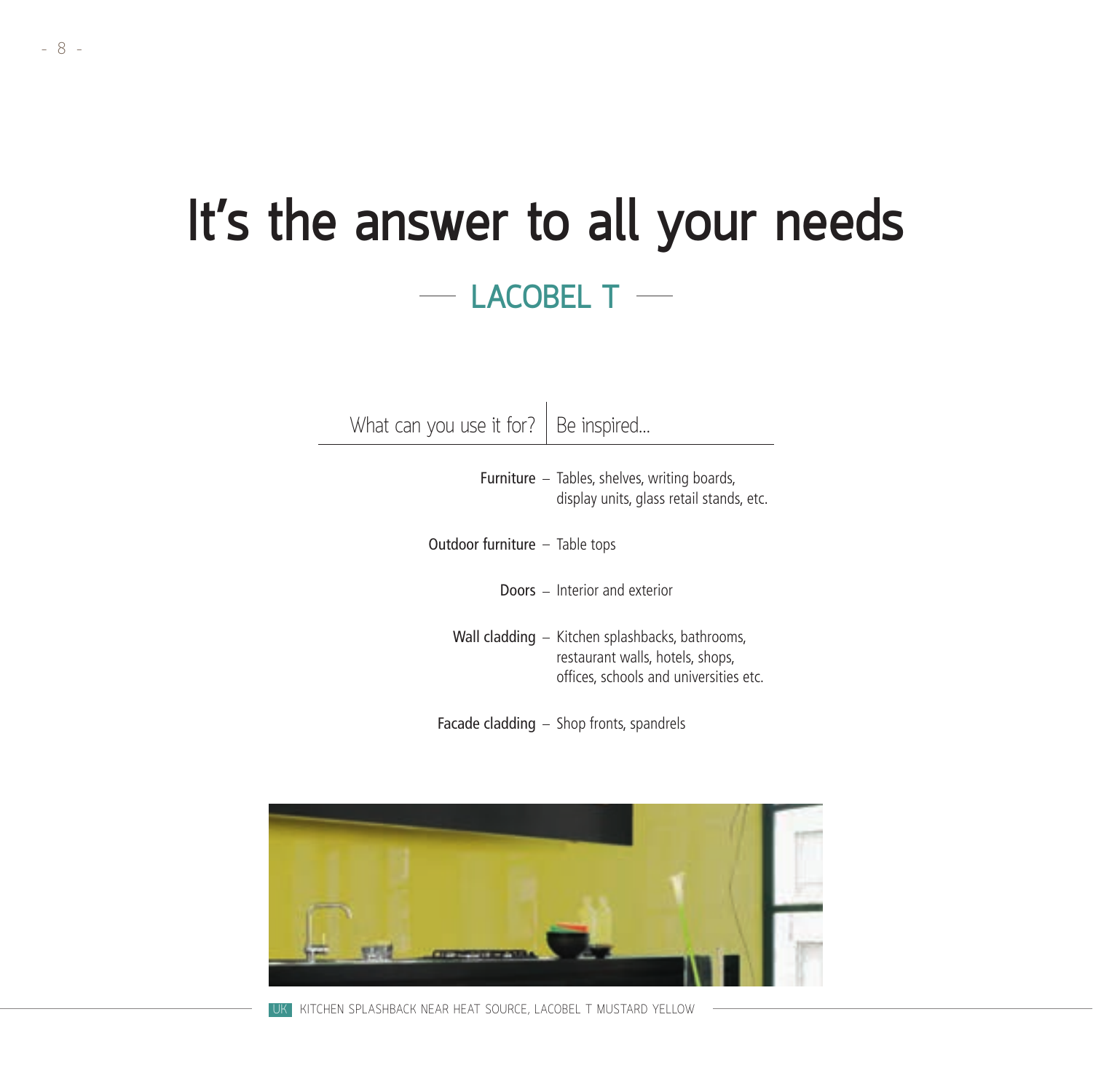# It's the answer to all your needs

## — LACOBEL T —

| What can you use it for? | Be inspired... |
| --- | --- |
| Furniture | Tables, shelves, writing boards, display units, glass retail stands, etc. |
| Outdoor furniture | Table tops |
| Doors | Interior and exterior |
| Wall cladding | Kitchen splashbacks, bathrooms, restaurant walls, hotels, shops, offices, schools and universities etc. |
| Facade cladding | Shop fronts, spandrels |

UK KITCHEN SPLASHBACK NEAR HEAT SOURCE, LACOBEL T MUSTARD YELLOW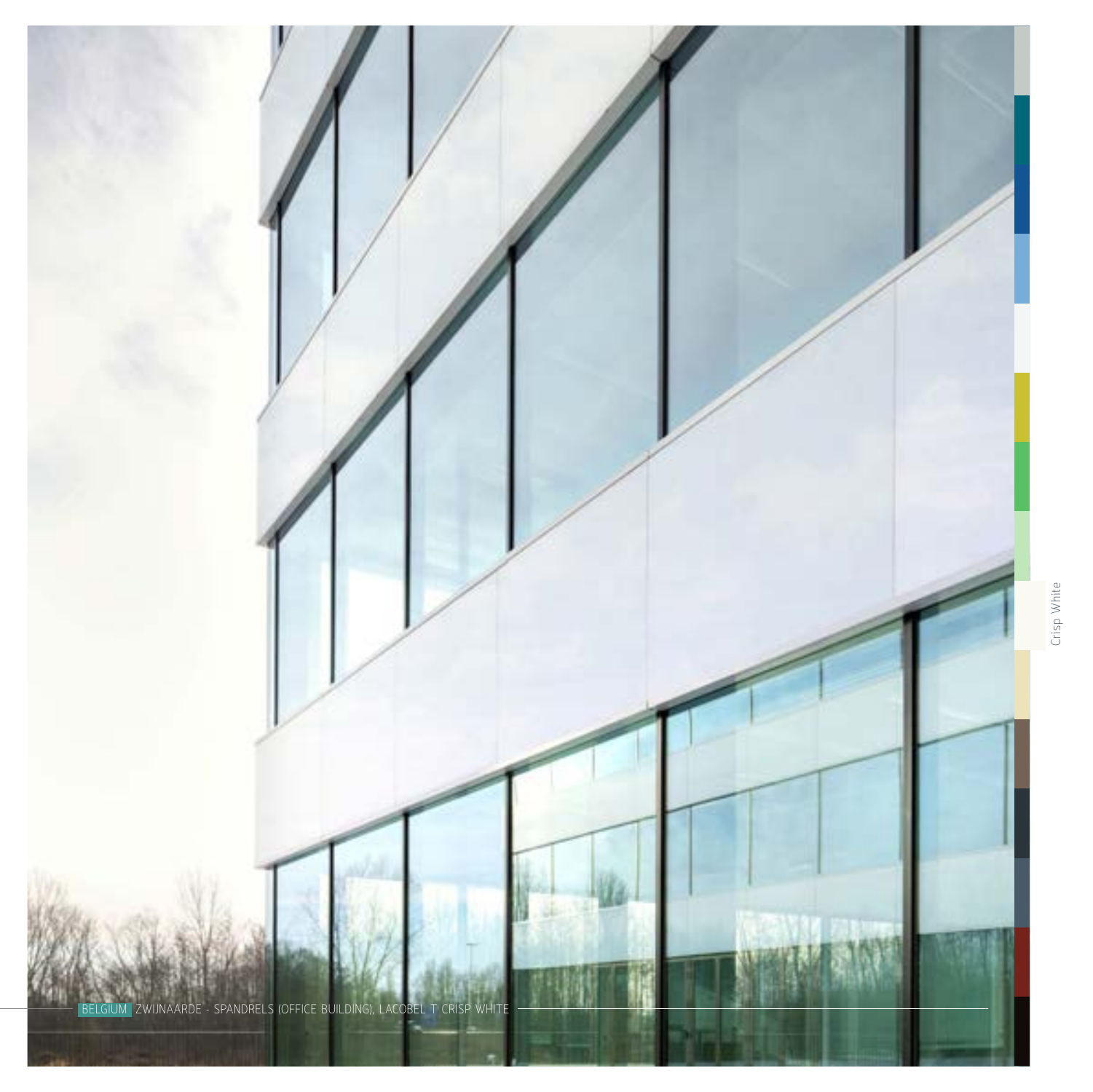BELGIUM ZWIJNAARDE - SPANDRELS (OFFICE BUILDING), LACOBEL T CRISP WHITE

Crisp White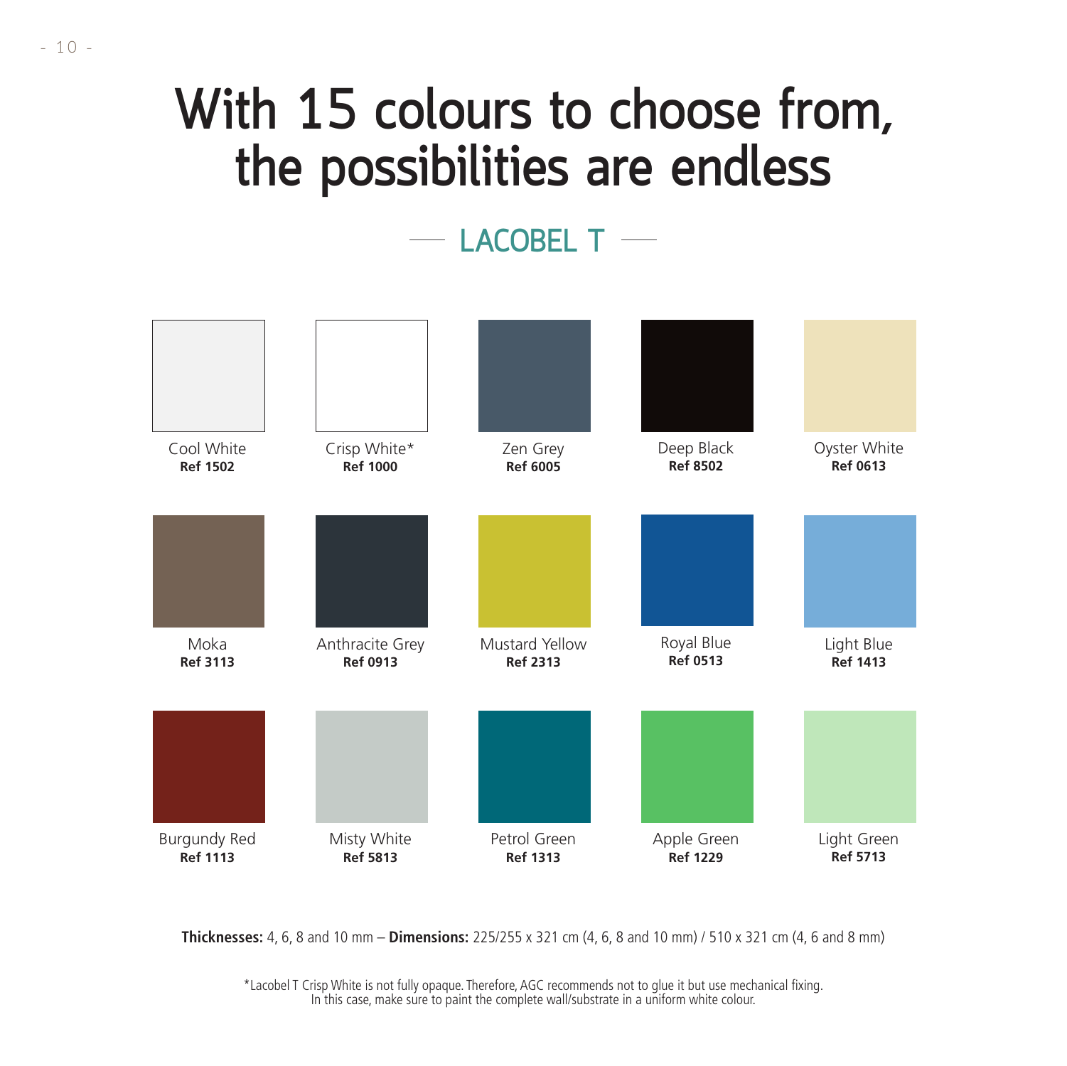# With 15 colours to choose from, the possibilities are endless

## LACOBEL T

Cool White
**Ref 1502**

Crisp White*
**Ref 1000**

Zen Grey
**Ref 6005**

Deep Black
**Ref 8502**

Oyster White
**Ref 0613**

Moka
**Ref 3113**

Anthracite Grey
**Ref 0913**

Mustard Yellow
**Ref 2313**

Royal Blue
**Ref 0513**

Light Blue
**Ref 1413**

Burgundy Red
**Ref 1113**

Misty White
**Ref 5813**

Petrol Green
**Ref 1313**

Apple Green
**Ref 1229**

Light Green
**Ref 5713**

**Thicknesses:** 4, 6, 8 and 10 mm – **Dimensions:** 225/255 x 321 cm (4, 6, 8 and 10 mm) / 510 x 321 cm (4, 6 and 8 mm)

*Lacobel T Crisp White is not fully opaque. Therefore, AGC recommends not to glue it but use mechanical fixing. In this case, make sure to paint the complete wall/substrate in a uniform white colour.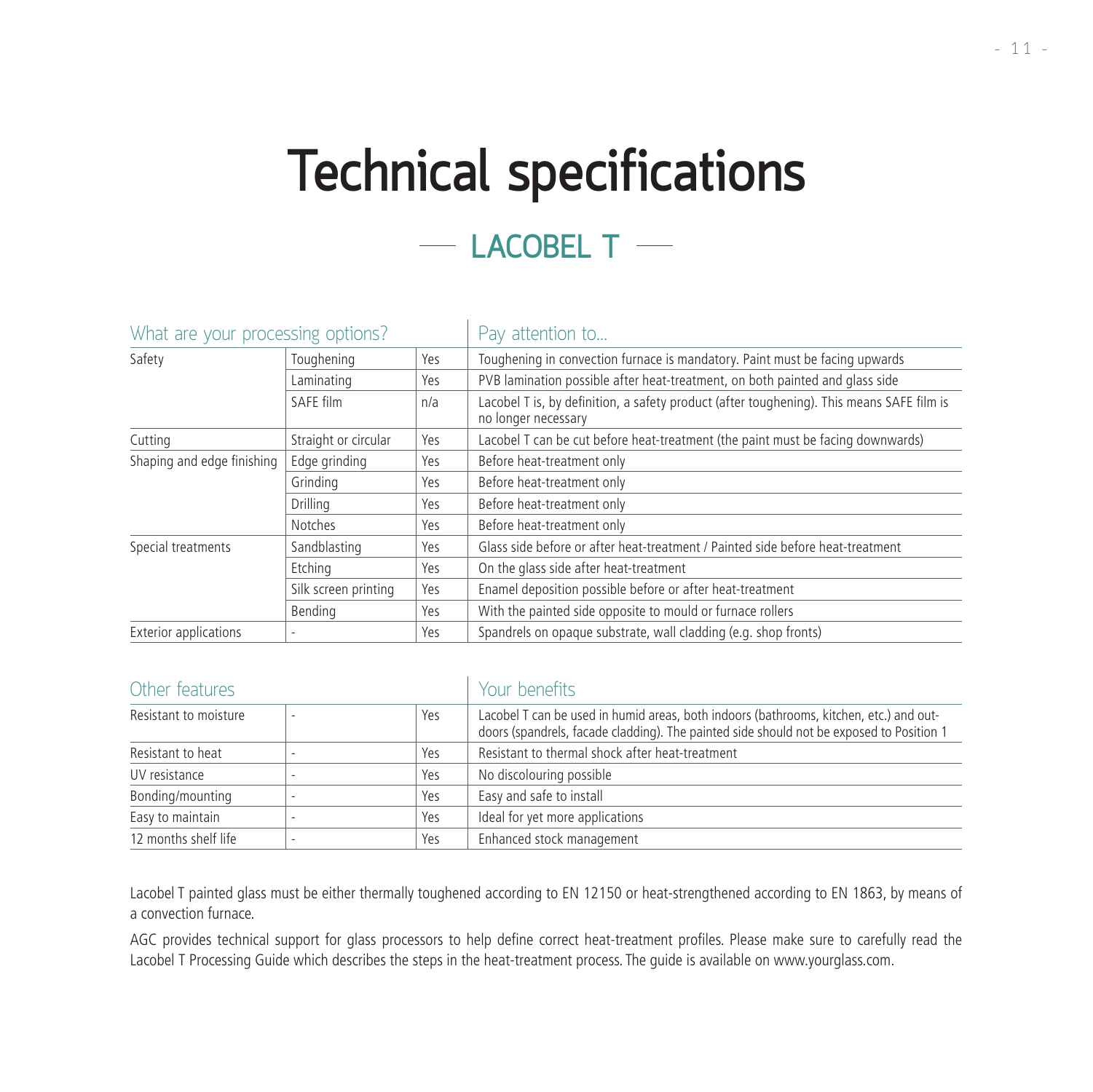# Technical specifications

## LACOBEL T

| What are your processing options? | | | Pay attention to... |
|---|---|---|---|
| Safety | Toughening | Yes | Toughening in convection furnace is mandatory. Paint must be facing upwards |
| | Laminating | Yes | PVB lamination possible after heat-treatment, on both painted and glass side |
| | SAFE film | n/a | Lacobel T is, by definition, a safety product (after toughening). This means SAFE film is no longer necessary |
| Cutting | Straight or circular | Yes | Lacobel T can be cut before heat-treatment (the paint must be facing downwards) |
| Shaping and edge finishing | Edge grinding | Yes | Before heat-treatment only |
| | Grinding | Yes | Before heat-treatment only |
| | Drilling | Yes | Before heat-treatment only |
| | Notches | Yes | Before heat-treatment only |
| Special treatments | Sandblasting | Yes | Glass side before or after heat-treatment / Painted side before heat-treatment |
| | Etching | Yes | On the glass side after heat-treatment |
| | Silk screen printing | Yes | Enamel deposition possible before or after heat-treatment |
| | Bending | Yes | With the painted side opposite to mould or furnace rollers |
| Exterior applications | - | Yes | Spandrels on opaque substrate, wall cladding (e.g. shop fronts) |

| Other features | | | Your benefits |
|---|---|---|---|
| Resistant to moisture | - | Yes | Lacobel T can be used in humid areas, both indoors (bathrooms, kitchen, etc.) and outdoors (spandrels, facade cladding). The painted side should not be exposed to Position 1 |
| Resistant to heat | - | Yes | Resistant to thermal shock after heat-treatment |
| UV resistance | - | Yes | No discolouring possible |
| Bonding/mounting | - | Yes | Easy and safe to install |
| Easy to maintain | - | Yes | Ideal for yet more applications |
| 12 months shelf life | - | Yes | Enhanced stock management |

Lacobel T painted glass must be either thermally toughened according to EN 12150 or heat-strengthened according to EN 1863, by means of a convection furnace.

AGC provides technical support for glass processors to help define correct heat-treatment profiles. Please make sure to carefully read the Lacobel T Processing Guide which describes the steps in the heat-treatment process. The guide is available on www.yourglass.com.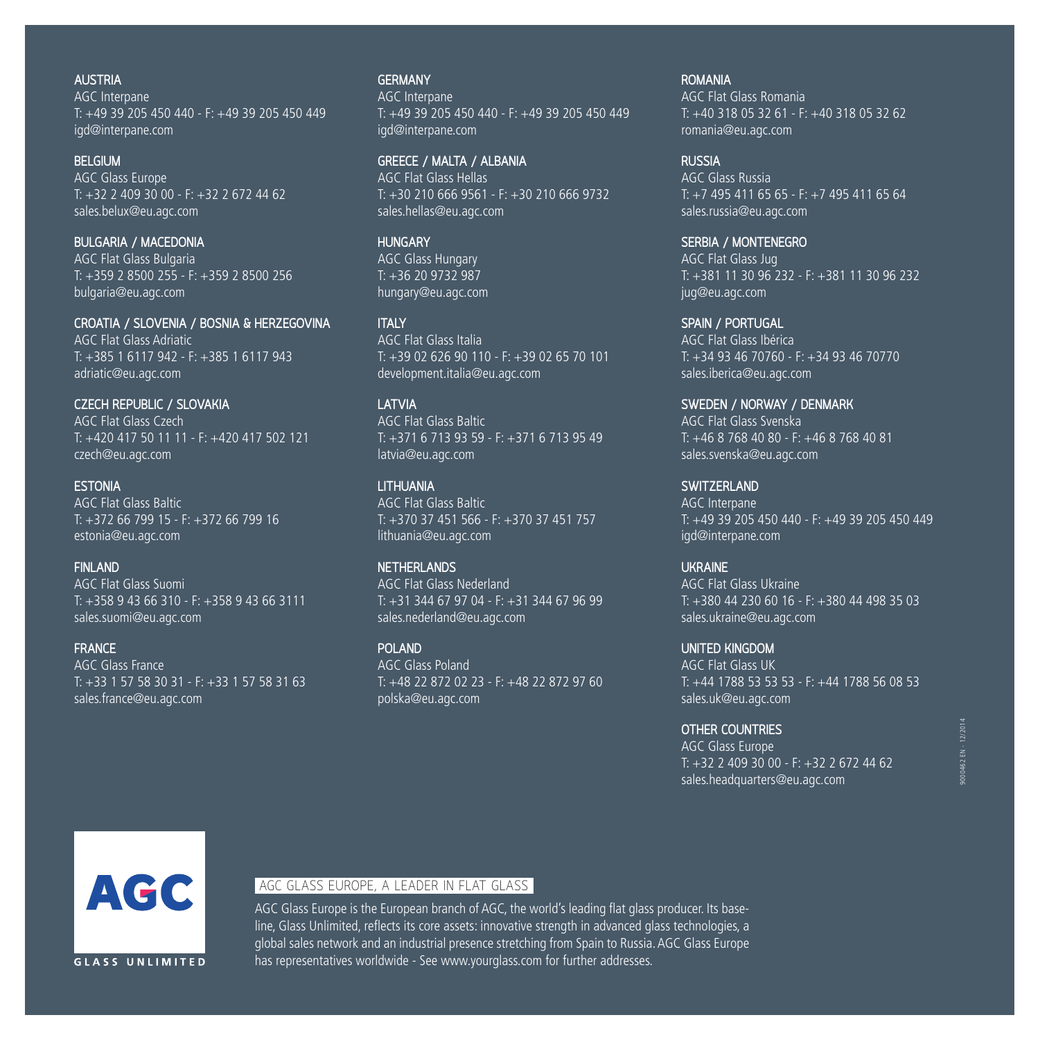**AUSTRIA**
AGC Interpane
T: +49 39 205 450 440 - F: +49 39 205 450 449
igd@interpane.com

**BELGIUM**
AGC Glass Europe
T: +32 2 409 30 00 - F: +32 2 672 44 62
sales.belux@eu.agc.com

**BULGARIA / MACEDONIA**
AGC Flat Glass Bulgaria
T: +359 2 8500 255 - F: +359 2 8500 256
bulgaria@eu.agc.com

**CROATIA / SLOVENIA / BOSNIA & HERZEGOVINA**
AGC Flat Glass Adriatic
T: +385 1 6117 942 - F: +385 1 6117 943
adriatic@eu.agc.com

**CZECH REPUBLIC / SLOVAKIA**
AGC Flat Glass Czech
T: +420 417 50 11 11 - F: +420 417 502 121
czech@eu.agc.com

**ESTONIA**
AGC Flat Glass Baltic
T: +372 66 799 15 - F: +372 66 799 16
estonia@eu.agc.com

**FINLAND**
AGC Flat Glass Suomi
T: +358 9 43 66 310 - F: +358 9 43 66 3111
sales.suomi@eu.agc.com

**FRANCE**
AGC Glass France
T: +33 1 57 58 30 31 - F: +33 1 57 58 31 63
sales.france@eu.agc.com

**GERMANY**
AGC Interpane
T: +49 39 205 450 440 - F: +49 39 205 450 449
igd@interpane.com

**GREECE / MALTA / ALBANIA**
AGC Flat Glass Hellas
T: +30 210 666 9561 - F: +30 210 666 9732
sales.hellas@eu.agc.com

**HUNGARY**
AGC Glass Hungary
T: +36 20 9732 987
hungary@eu.agc.com

**ITALY**
AGC Flat Glass Italia
T: +39 02 626 90 110 - F: +39 02 65 70 101
development.italia@eu.agc.com

**LATVIA**
AGC Flat Glass Baltic
T: +371 6 713 93 59 - F: +371 6 713 95 49
latvia@eu.agc.com

**LITHUANIA**
AGC Flat Glass Baltic
T: +370 37 451 566 - F: +370 37 451 757
lithuania@eu.agc.com

**NETHERLANDS**
AGC Flat Glass Nederland
T: +31 344 67 97 04 - F: +31 344 67 96 99
sales.nederland@eu.agc.com

**POLAND**
AGC Glass Poland
T: +48 22 872 02 23 - F: +48 22 872 97 60
polska@eu.agc.com

**ROMANIA**
AGC Flat Glass Romania
T: +40 318 05 32 61 - F: +40 318 05 32 62
romania@eu.agc.com

**RUSSIA**
AGC Glass Russia
T: +7 495 411 65 65 - F: +7 495 411 65 64
sales.russia@eu.agc.com

**SERBIA / MONTENEGRO**
AGC Flat Glass Jug
T: +381 11 30 96 232 - F: +381 11 30 96 232
jug@eu.agc.com

**SPAIN / PORTUGAL**
AGC Flat Glass Ibérica
T: +34 93 46 70760 - F: +34 93 46 70770
sales.iberica@eu.agc.com

**SWEDEN / NORWAY / DENMARK**
AGC Flat Glass Svenska
T: +46 8 768 40 80 - F: +46 8 768 40 81
sales.svenska@eu.agc.com

**SWITZERLAND**
AGC Interpane
T: +49 39 205 450 440 - F: +49 39 205 450 449
igd@interpane.com

**UKRAINE**
AGC Flat Glass Ukraine
T: +380 44 230 60 16 - F: +380 44 498 35 03
sales.ukraine@eu.agc.com

**UNITED KINGDOM**
AGC Flat Glass UK
T: +44 1788 53 53 53 - F: +44 1788 56 08 53
sales.uk@eu.agc.com

**OTHER COUNTRIES**
AGC Glass Europe
T: +32 2 409 30 00 - F: +32 2 672 44 62
sales.headquarters@eu.agc.com

9000462 EN - 12/2014

AGC

GLASS UNLIMITED

## AGC GLASS EUROPE, A LEADER IN FLAT GLASS

AGC Glass Europe is the European branch of AGC, the world's leading flat glass producer. Its baseline, Glass Unlimited, reflects its core assets: innovative strength in advanced glass technologies, a global sales network and an industrial presence stretching from Spain to Russia. AGC Glass Europe has representatives worldwide - See www.yourglass.com for further addresses.